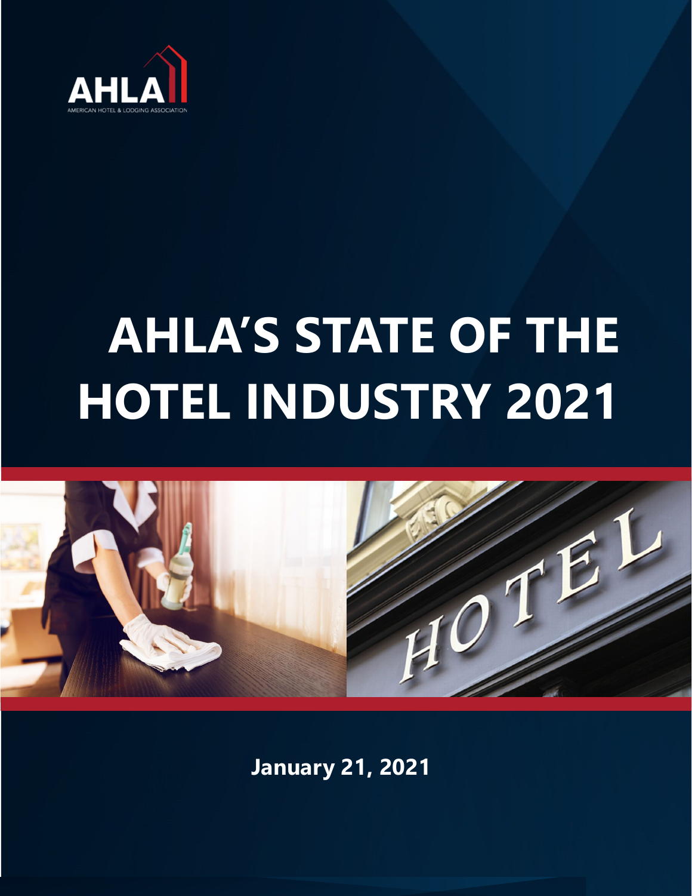AHLA
AMERICAN HOTEL & LODGING ASSOCIATION

# AHLA'S STATE OF THE HOTEL INDUSTRY 2021

**January 21, 2021**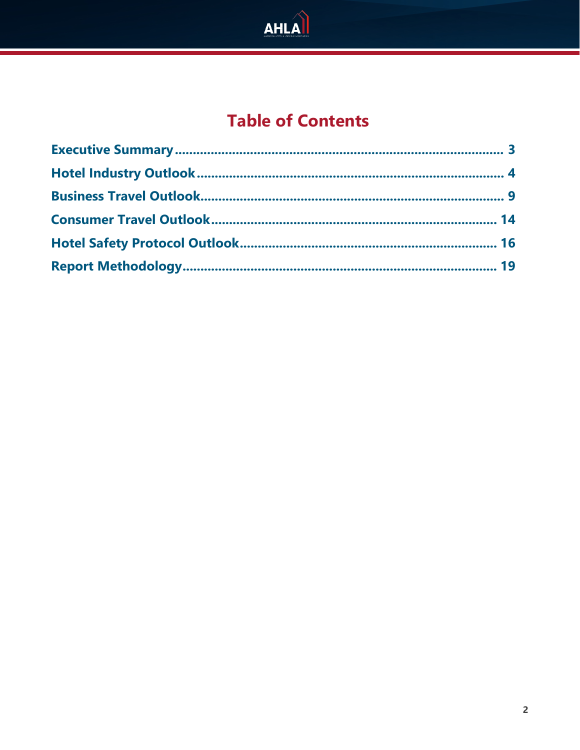# Table of Contents

**Executive Summary** ........................................................................................ 3

**Hotel Industry Outlook** .................................................................................. 4

**Business Travel Outlook** ................................................................................. 9

**Consumer Travel Outlook** ............................................................................. 14

**Hotel Safety Protocol Outlook** ..................................................................... 16

**Report Methodology** ..................................................................................... 19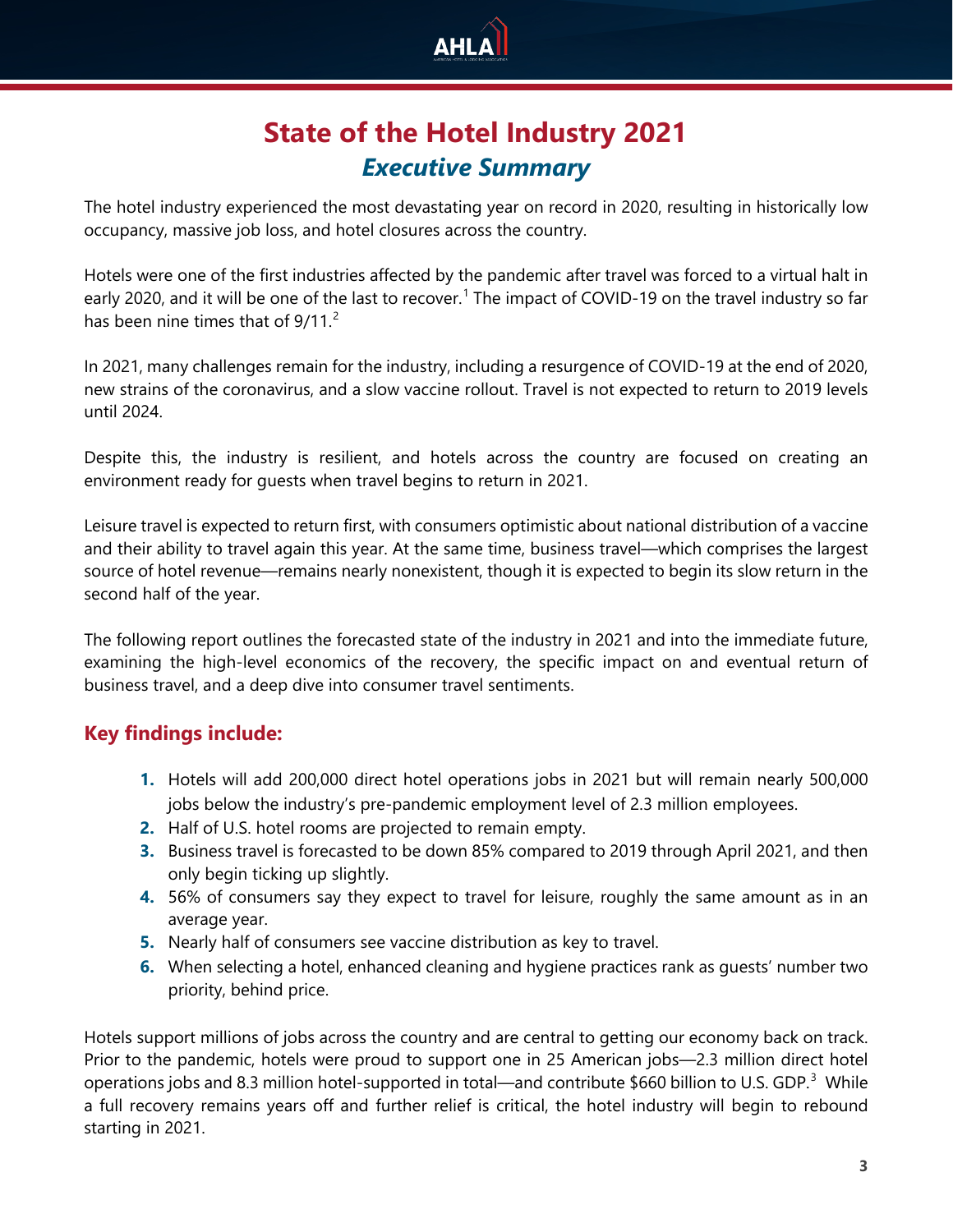# State of the Hotel Industry 2021

## *Executive Summary*

The hotel industry experienced the most devastating year on record in 2020, resulting in historically low occupancy, massive job loss, and hotel closures across the country.

Hotels were one of the first industries affected by the pandemic after travel was forced to a virtual halt in early 2020, and it will be one of the last to recover.[1] The impact of COVID-19 on the travel industry so far has been nine times that of 9/11.[2]

In 2021, many challenges remain for the industry, including a resurgence of COVID-19 at the end of 2020, new strains of the coronavirus, and a slow vaccine rollout. Travel is not expected to return to 2019 levels until 2024.

Despite this, the industry is resilient, and hotels across the country are focused on creating an environment ready for guests when travel begins to return in 2021.

Leisure travel is expected to return first, with consumers optimistic about national distribution of a vaccine and their ability to travel again this year. At the same time, business travel—which comprises the largest source of hotel revenue—remains nearly nonexistent, though it is expected to begin its slow return in the second half of the year.

The following report outlines the forecasted state of the industry in 2021 and into the immediate future, examining the high-level economics of the recovery, the specific impact on and eventual return of business travel, and a deep dive into consumer travel sentiments.

### Key findings include:

1. Hotels will add 200,000 direct hotel operations jobs in 2021 but will remain nearly 500,000 jobs below the industry's pre-pandemic employment level of 2.3 million employees.
2. Half of U.S. hotel rooms are projected to remain empty.
3. Business travel is forecasted to be down 85% compared to 2019 through April 2021, and then only begin ticking up slightly.
4. 56% of consumers say they expect to travel for leisure, roughly the same amount as in an average year.
5. Nearly half of consumers see vaccine distribution as key to travel.
6. When selecting a hotel, enhanced cleaning and hygiene practices rank as guests' number two priority, behind price.

Hotels support millions of jobs across the country and are central to getting our economy back on track. Prior to the pandemic, hotels were proud to support one in 25 American jobs—2.3 million direct hotel operations jobs and 8.3 million hotel-supported in total—and contribute $660 billion to U.S. GDP.[3] While a full recovery remains years off and further relief is critical, the hotel industry will begin to rebound starting in 2021.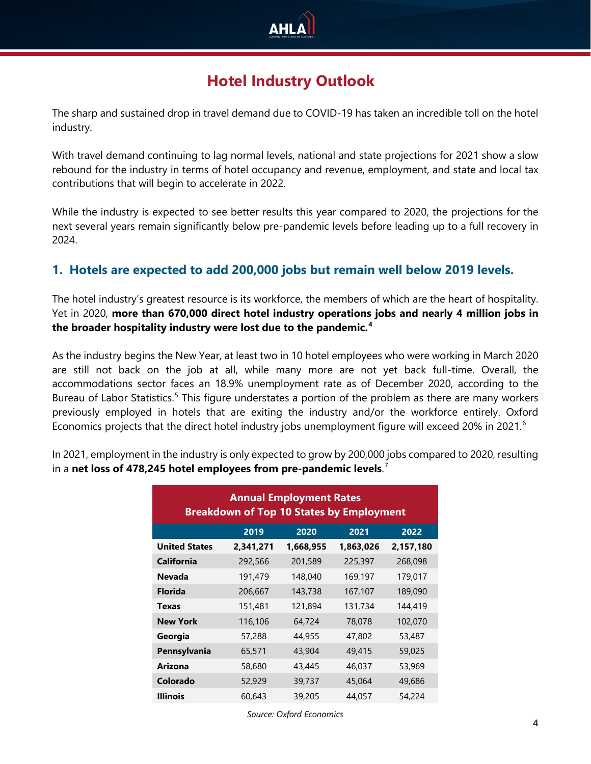# Hotel Industry Outlook

The sharp and sustained drop in travel demand due to COVID-19 has taken an incredible toll on the hotel industry.

With travel demand continuing to lag normal levels, national and state projections for 2021 show a slow rebound for the industry in terms of hotel occupancy and revenue, employment, and state and local tax contributions that will begin to accelerate in 2022.

While the industry is expected to see better results this year compared to 2020, the projections for the next several years remain significantly below pre-pandemic levels before leading up to a full recovery in 2024.

## 1. Hotels are expected to add 200,000 jobs but remain well below 2019 levels.

The hotel industry's greatest resource is its workforce, the members of which are the heart of hospitality. Yet in 2020, **more than 670,000 direct hotel industry operations jobs and nearly 4 million jobs in the broader hospitality industry were lost due to the pandemic.**[4]

As the industry begins the New Year, at least two in 10 hotel employees who were working in March 2020 are still not back on the job at all, while many more are not yet back full-time. Overall, the accommodations sector faces an 18.9% unemployment rate as of December 2020, according to the Bureau of Labor Statistics.[5] This figure understates a portion of the problem as there are many workers previously employed in hotels that are exiting the industry and/or the workforce entirely. Oxford Economics projects that the direct hotel industry jobs unemployment figure will exceed 20% in 2021.[6]

In 2021, employment in the industry is only expected to grow by 200,000 jobs compared to 2020, resulting in a **net loss of 478,245 hotel employees from pre-pandemic levels**.[7]

**Annual Employment Rates**
**Breakdown of Top 10 States by Employment**

| | 2019 | 2020 | 2021 | 2022 |
|---|---|---|---|---|
| **United States** | **2,341,271** | **1,668,955** | **1,863,026** | **2,157,180** |
| **California** | 292,566 | 201,589 | 225,397 | 268,098 |
| **Nevada** | 191,479 | 148,040 | 169,197 | 179,017 |
| **Florida** | 206,667 | 143,738 | 167,107 | 189,090 |
| **Texas** | 151,481 | 121,894 | 131,734 | 144,419 |
| **New York** | 116,106 | 64,724 | 78,078 | 102,070 |
| **Georgia** | 57,288 | 44,955 | 47,802 | 53,487 |
| **Pennsylvania** | 65,571 | 43,904 | 49,415 | 59,025 |
| **Arizona** | 58,680 | 43,445 | 46,037 | 53,969 |
| **Colorado** | 52,929 | 39,737 | 45,064 | 49,686 |
| **Illinois** | 60,643 | 39,205 | 44,057 | 54,224 |

*Source: Oxford Economics*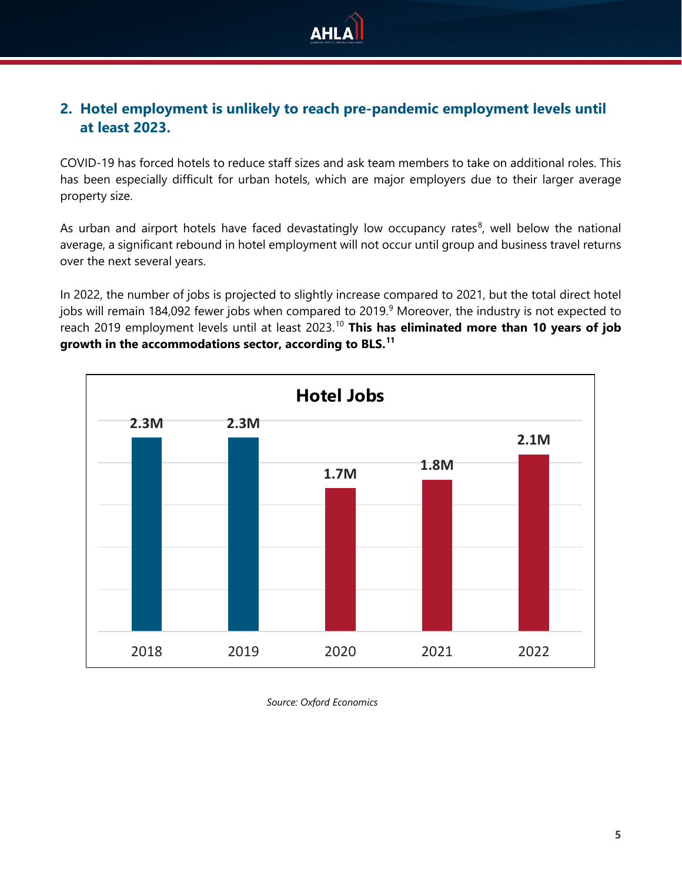## 2. Hotel employment is unlikely to reach pre-pandemic employment levels until at least 2023.

COVID-19 has forced hotels to reduce staff sizes and ask team members to take on additional roles. This has been especially difficult for urban hotels, which are major employers due to their larger average property size.

As urban and airport hotels have faced devastatingly low occupancy rates[8], well below the national average, a significant rebound in hotel employment will not occur until group and business travel returns over the next several years.

In 2022, the number of jobs is projected to slightly increase compared to 2021, but the total direct hotel jobs will remain 184,092 fewer jobs when compared to 2019.[9] Moreover, the industry is not expected to reach 2019 employment levels until at least 2023.[10] **This has eliminated more than 10 years of job growth in the accommodations sector, according to BLS.[11]**

**Hotel Jobs**

| Year | Hotel Jobs |
|---|---|
| 2018 | 2.3M |
| 2019 | 2.3M |
| 2020 | 1.7M |
| 2021 | 1.8M |
| 2022 | 2.1M |

*Source: Oxford Economics*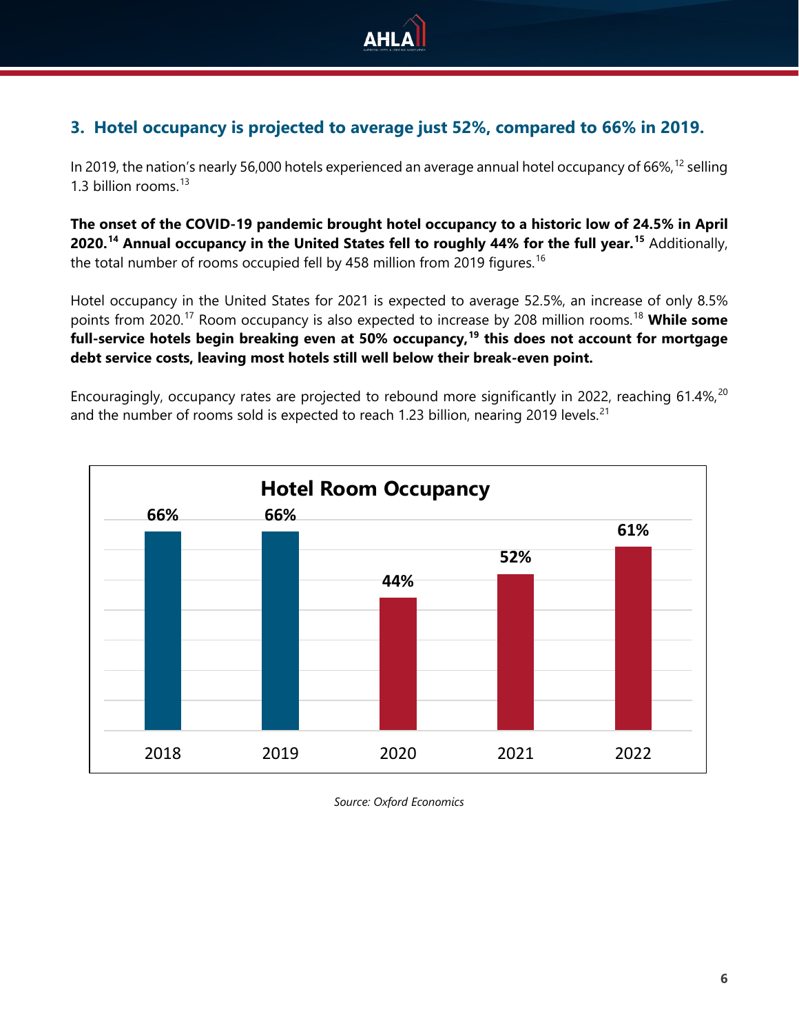## 3. Hotel occupancy is projected to average just 52%, compared to 66% in 2019.

In 2019, the nation's nearly 56,000 hotels experienced an average annual hotel occupancy of 66%,[12] selling 1.3 billion rooms.[13]

**The onset of the COVID-19 pandemic brought hotel occupancy to a historic low of 24.5% in April 2020.[14] Annual occupancy in the United States fell to roughly 44% for the full year.[15]** Additionally, the total number of rooms occupied fell by 458 million from 2019 figures.[16]

Hotel occupancy in the United States for 2021 is expected to average 52.5%, an increase of only 8.5% points from 2020.[17] Room occupancy is also expected to increase by 208 million rooms.[18] **While some full-service hotels begin breaking even at 50% occupancy,[19] this does not account for mortgage debt service costs, leaving most hotels still well below their break-even point.**

Encouragingly, occupancy rates are projected to rebound more significantly in 2022, reaching 61.4%,[20] and the number of rooms sold is expected to reach 1.23 billion, nearing 2019 levels.[21]

**Hotel Room Occupancy**

| 2018 | 2019 | 2020 | 2021 | 2022 |
|---|---|---|---|---|
| 66% | 66% | 44% | 52% | 61% |

*Source: Oxford Economics*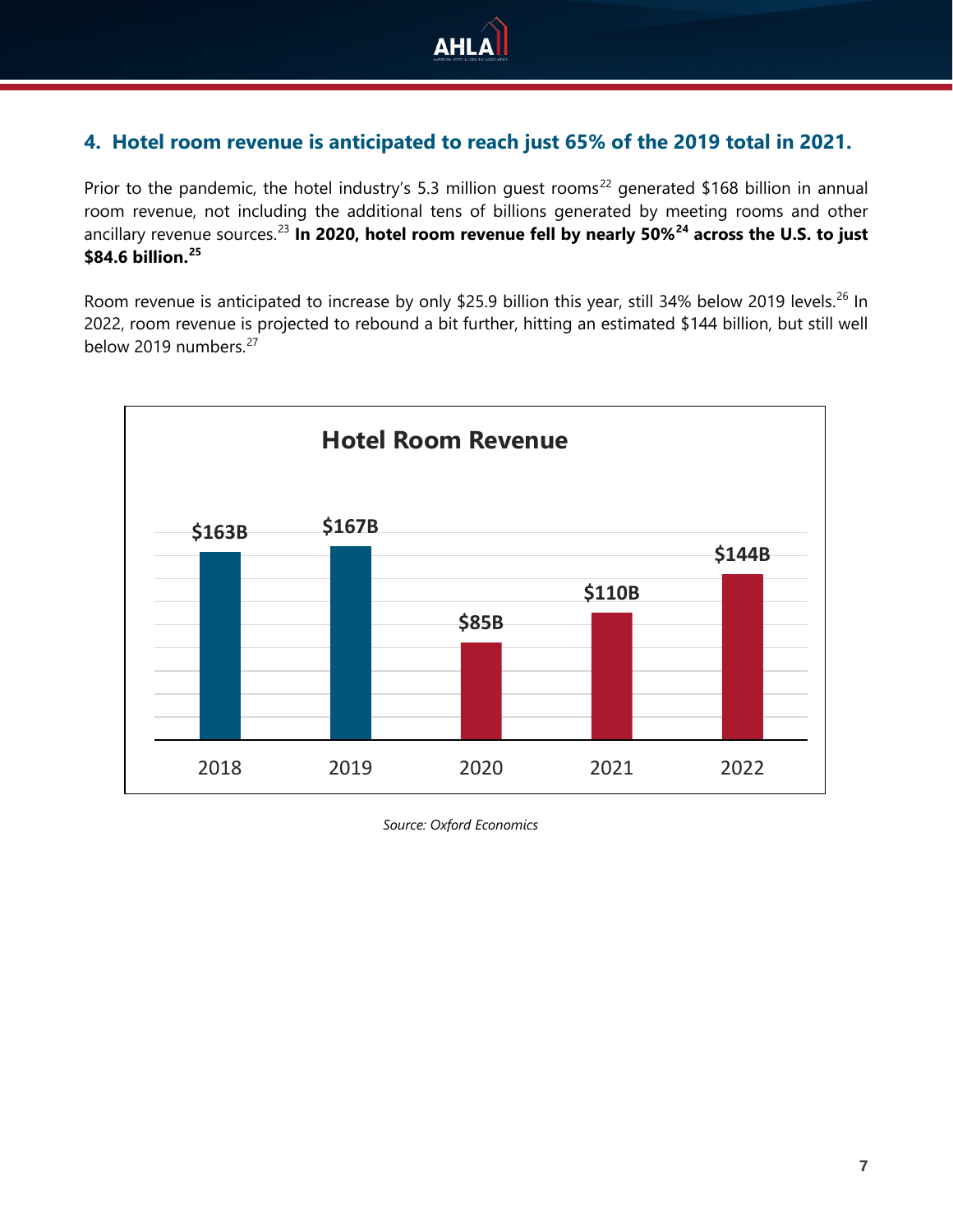## 4. Hotel room revenue is anticipated to reach just 65% of the 2019 total in 2021.

Prior to the pandemic, the hotel industry's 5.3 million guest rooms[22] generated $168 billion in annual room revenue, not including the additional tens of billions generated by meeting rooms and other ancillary revenue sources.[23] **In 2020, hotel room revenue fell by nearly 50%[24] across the U.S. to just $84.6 billion.[25]**

Room revenue is anticipated to increase by only $25.9 billion this year, still 34% below 2019 levels.[26] In 2022, room revenue is projected to rebound a bit further, hitting an estimated $144 billion, but still well below 2019 numbers.[27]

**Hotel Room Revenue**

| Year | Revenue |
|---|---|
| 2018 | $163B |
| 2019 | $167B |
| 2020 | $85B |
| 2021 | $110B |
| 2022 | $144B |

*Source: Oxford Economics*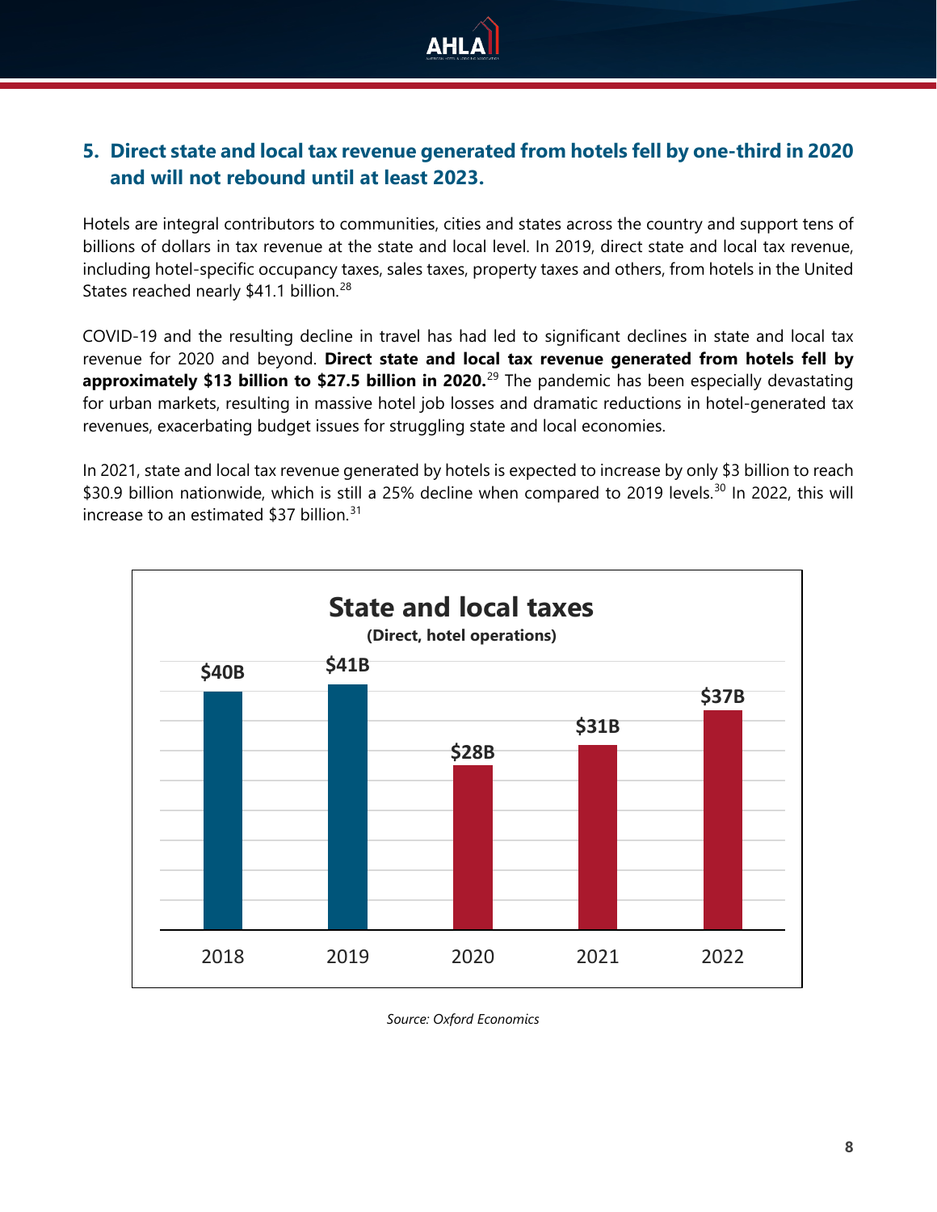## 5. Direct state and local tax revenue generated from hotels fell by one-third in 2020 and will not rebound until at least 2023.

Hotels are integral contributors to communities, cities and states across the country and support tens of billions of dollars in tax revenue at the state and local level. In 2019, direct state and local tax revenue, including hotel-specific occupancy taxes, sales taxes, property taxes and others, from hotels in the United States reached nearly $41.1 billion.[28]

COVID-19 and the resulting decline in travel has had led to significant declines in state and local tax revenue for 2020 and beyond. **Direct state and local tax revenue generated from hotels fell by approximately $13 billion to $27.5 billion in 2020.**[29] The pandemic has been especially devastating for urban markets, resulting in massive hotel job losses and dramatic reductions in hotel-generated tax revenues, exacerbating budget issues for struggling state and local economies.

In 2021, state and local tax revenue generated by hotels is expected to increase by only $3 billion to reach $30.9 billion nationwide, which is still a 25% decline when compared to 2019 levels.[30] In 2022, this will increase to an estimated $37 billion.[31]

**State and local taxes**
**(Direct, hotel operations)**

| Year | State and local taxes |
| --- | --- |
| 2018 | $40B |
| 2019 | $41B |
| 2020 | $28B |
| 2021 | $31B |
| 2022 | $37B |

*Source: Oxford Economics*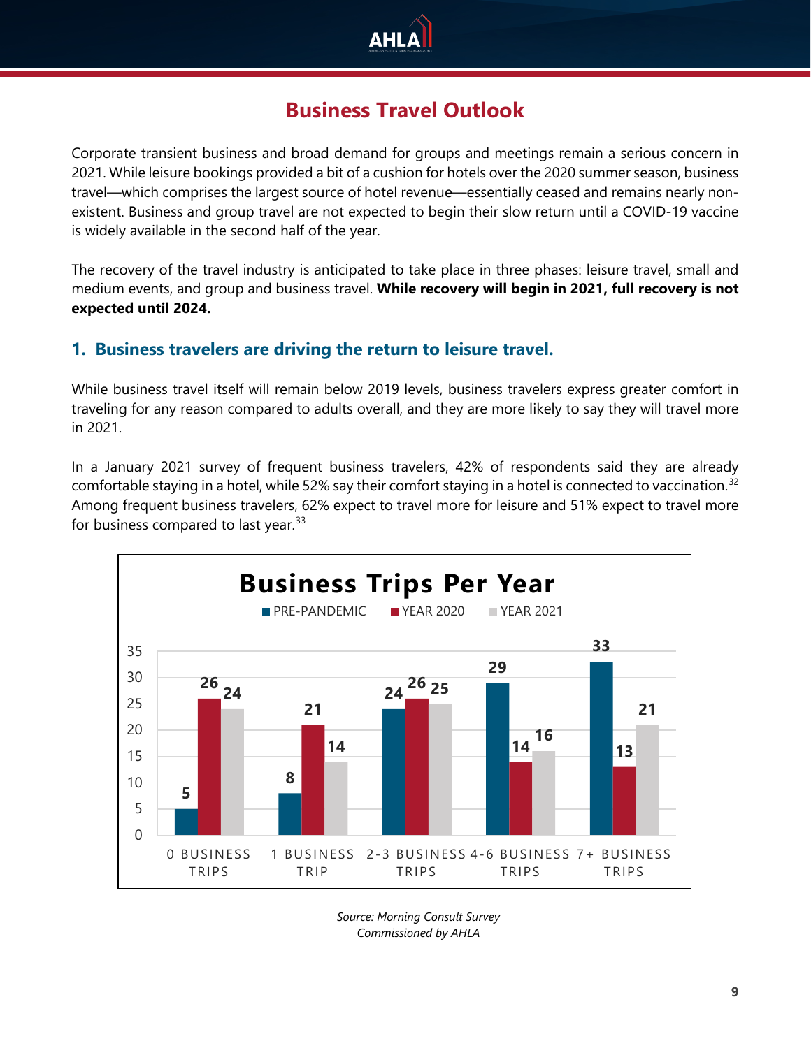# Business Travel Outlook

Corporate transient business and broad demand for groups and meetings remain a serious concern in 2021. While leisure bookings provided a bit of a cushion for hotels over the 2020 summer season, business travel—which comprises the largest source of hotel revenue—essentially ceased and remains nearly non-existent. Business and group travel are not expected to begin their slow return until a COVID-19 vaccine is widely available in the second half of the year.

The recovery of the travel industry is anticipated to take place in three phases: leisure travel, small and medium events, and group and business travel. **While recovery will begin in 2021, full recovery is not expected until 2024.**

## 1. Business travelers are driving the return to leisure travel.

While business travel itself will remain below 2019 levels, business travelers express greater comfort in traveling for any reason compared to adults overall, and they are more likely to say they will travel more in 2021.

In a January 2021 survey of frequent business travelers, 42% of respondents said they are already comfortable staying in a hotel, while 52% say their comfort staying in a hotel is connected to vaccination.[32] Among frequent business travelers, 62% expect to travel more for leisure and 51% expect to travel more for business compared to last year.[33]

**Business Trips Per Year**

| | PRE-PANDEMIC | YEAR 2020 | YEAR 2021 |
|---|---|---|---|
| 0 BUSINESS TRIPS | 5 | 26 | 24 |
| 1 BUSINESS TRIP | 8 | 21 | 14 |
| 2-3 BUSINESS TRIPS | 24 | 26 | 25 |
| 4-6 BUSINESS TRIPS | 29 | 14 | 16 |
| 7+ BUSINESS TRIPS | 33 | 13 | 21 |

*Source: Morning Consult Survey Commissioned by AHLA*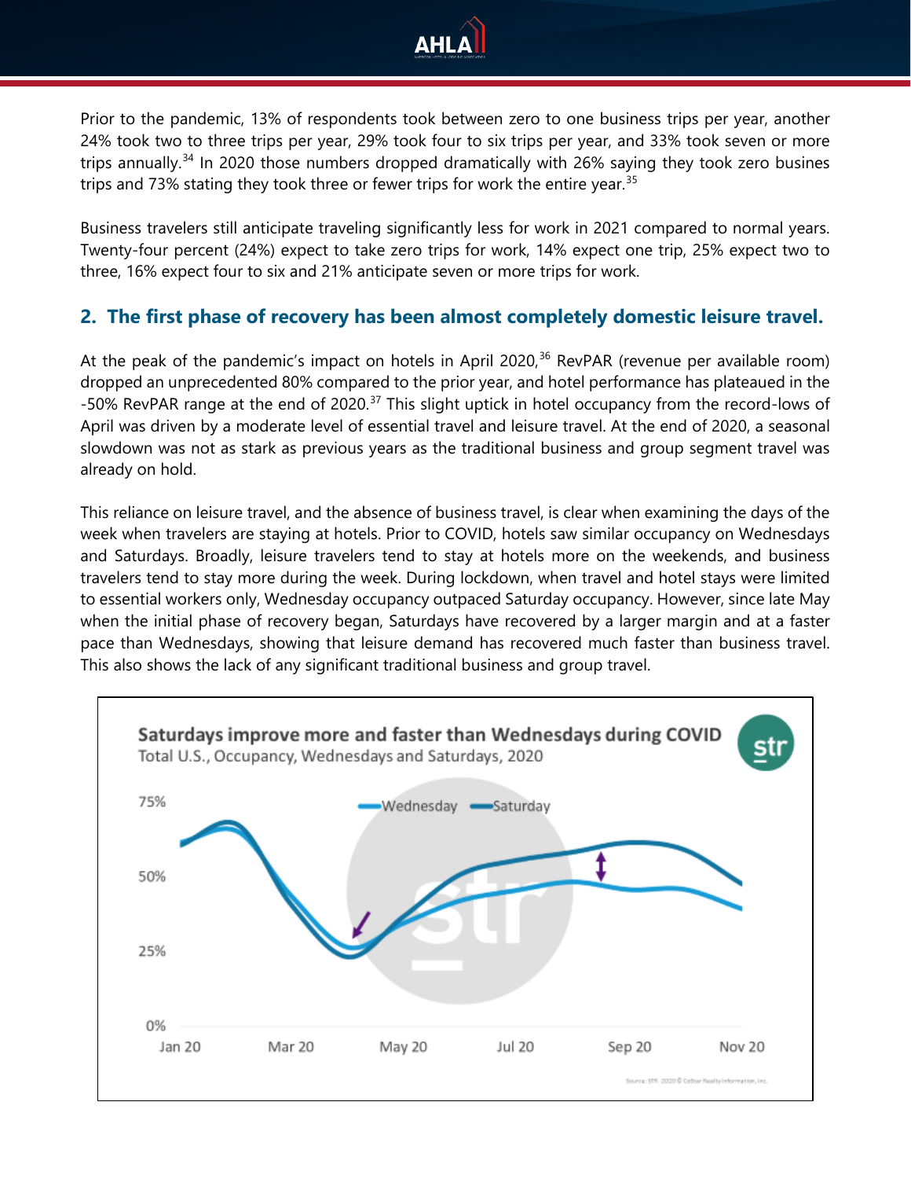Prior to the pandemic, 13% of respondents took between zero to one business trips per year, another 24% took two to three trips per year, 29% took four to six trips per year, and 33% took seven or more trips annually.[34] In 2020 those numbers dropped dramatically with 26% saying they took zero busines trips and 73% stating they took three or fewer trips for work the entire year.[35]

Business travelers still anticipate traveling significantly less for work in 2021 compared to normal years. Twenty-four percent (24%) expect to take zero trips for work, 14% expect one trip, 25% expect two to three, 16% expect four to six and 21% anticipate seven or more trips for work.

## 2. The first phase of recovery has been almost completely domestic leisure travel.

At the peak of the pandemic's impact on hotels in April 2020,[36] RevPAR (revenue per available room) dropped an unprecedented 80% compared to the prior year, and hotel performance has plateaued in the -50% RevPAR range at the end of 2020.[37] This slight uptick in hotel occupancy from the record-lows of April was driven by a moderate level of essential travel and leisure travel. At the end of 2020, a seasonal slowdown was not as stark as previous years as the traditional business and group segment travel was already on hold.

This reliance on leisure travel, and the absence of business travel, is clear when examining the days of the week when travelers are staying at hotels. Prior to COVID, hotels saw similar occupancy on Wednesdays and Saturdays. Broadly, leisure travelers tend to stay at hotels more on the weekends, and business travelers tend to stay more during the week. During lockdown, when travel and hotel stays were limited to essential workers only, Wednesday occupancy outpaced Saturday occupancy. However, since late May when the initial phase of recovery began, Saturdays have recovered by a larger margin and at a faster pace than Wednesdays, showing that leisure demand has recovered much faster than business travel. This also shows the lack of any significant traditional business and group travel.

**Saturdays improve more and faster than Wednesdays during COVID**
Total U.S., Occupancy, Wednesdays and Saturdays, 2020

Source: STR. 2020 © CoStar Realty Information, Inc.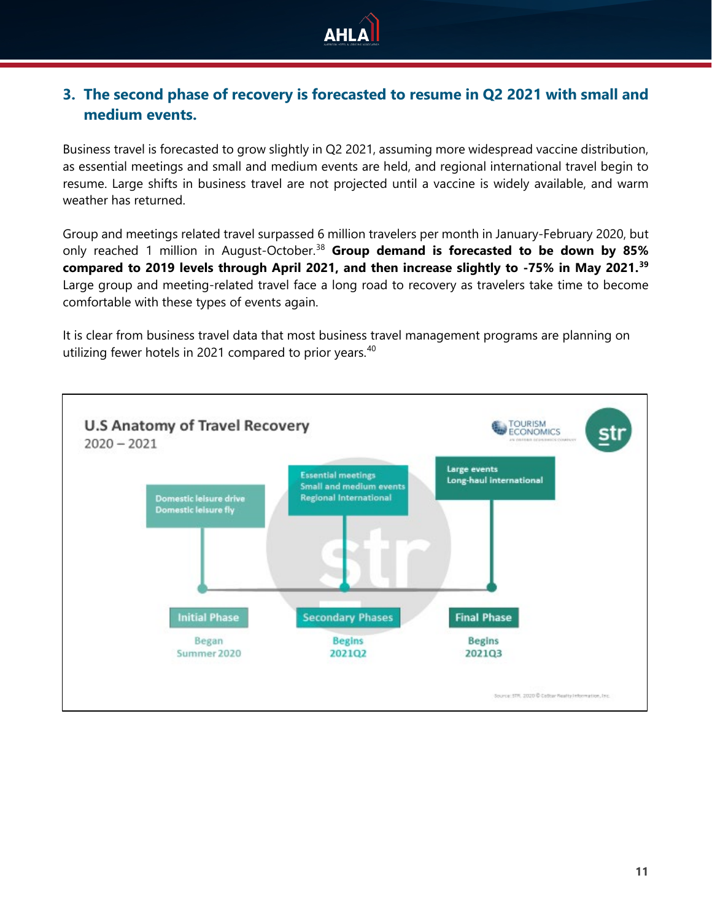## 3. The second phase of recovery is forecasted to resume in Q2 2021 with small and medium events.

Business travel is forecasted to grow slightly in Q2 2021, assuming more widespread vaccine distribution, as essential meetings and small and medium events are held, and regional international travel begin to resume. Large shifts in business travel are not projected until a vaccine is widely available, and warm weather has returned.

Group and meetings related travel surpassed 6 million travelers per month in January-February 2020, but only reached 1 million in August-October.[38] **Group demand is forecasted to be down by 85% compared to 2019 levels through April 2021, and then increase slightly to -75% in May 2021.[39]** Large group and meeting-related travel face a long road to recovery as travelers take time to become comfortable with these types of events again.

It is clear from business travel data that most business travel management programs are planning on utilizing fewer hotels in 2021 compared to prior years.[40]

**U.S Anatomy of Travel Recovery**
2020 – 2021

| Initial Phase | Secondary Phases | Final Phase |
|---|---|---|
| Domestic leisure drive<br>Domestic leisure fly | Essential meetings<br>Small and medium events<br>Regional International | Large events<br>Long-haul international |
| Began Summer 2020 | Begins 2021Q2 | Begins 2021Q3 |

Source: STR. 2020 © CoStar Realty Information, Inc.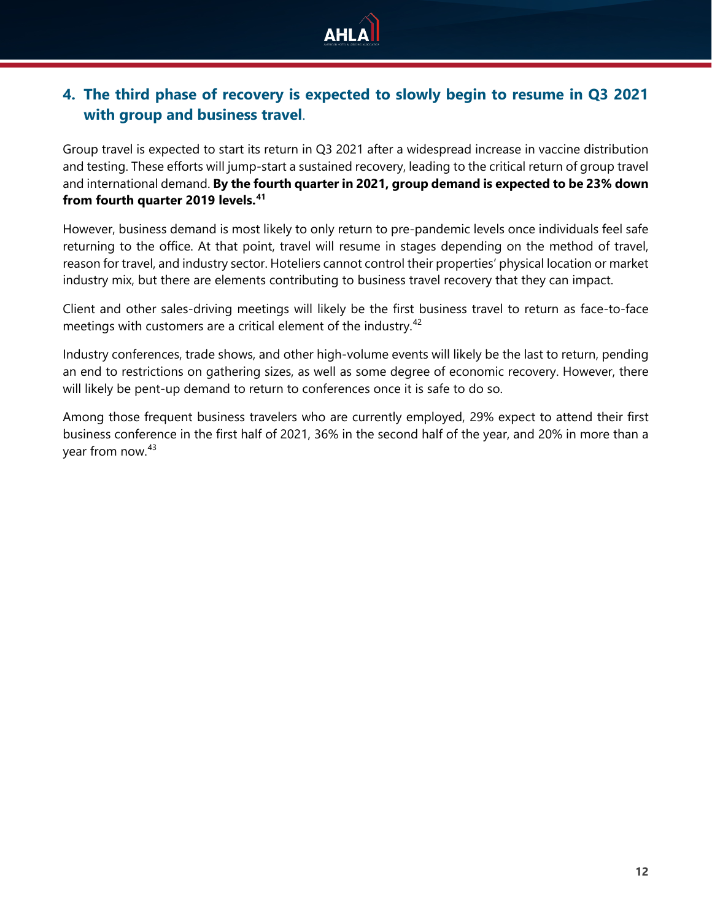## 4. The third phase of recovery is expected to slowly begin to resume in Q3 2021 with group and business travel.

Group travel is expected to start its return in Q3 2021 after a widespread increase in vaccine distribution and testing. These efforts will jump-start a sustained recovery, leading to the critical return of group travel and international demand. **By the fourth quarter in 2021, group demand is expected to be 23% down from fourth quarter 2019 levels.[41]**

However, business demand is most likely to only return to pre-pandemic levels once individuals feel safe returning to the office. At that point, travel will resume in stages depending on the method of travel, reason for travel, and industry sector. Hoteliers cannot control their properties' physical location or market industry mix, but there are elements contributing to business travel recovery that they can impact.

Client and other sales-driving meetings will likely be the first business travel to return as face-to-face meetings with customers are a critical element of the industry.[42]

Industry conferences, trade shows, and other high-volume events will likely be the last to return, pending an end to restrictions on gathering sizes, as well as some degree of economic recovery. However, there will likely be pent-up demand to return to conferences once it is safe to do so.

Among those frequent business travelers who are currently employed, 29% expect to attend their first business conference in the first half of 2021, 36% in the second half of the year, and 20% in more than a year from now.[43]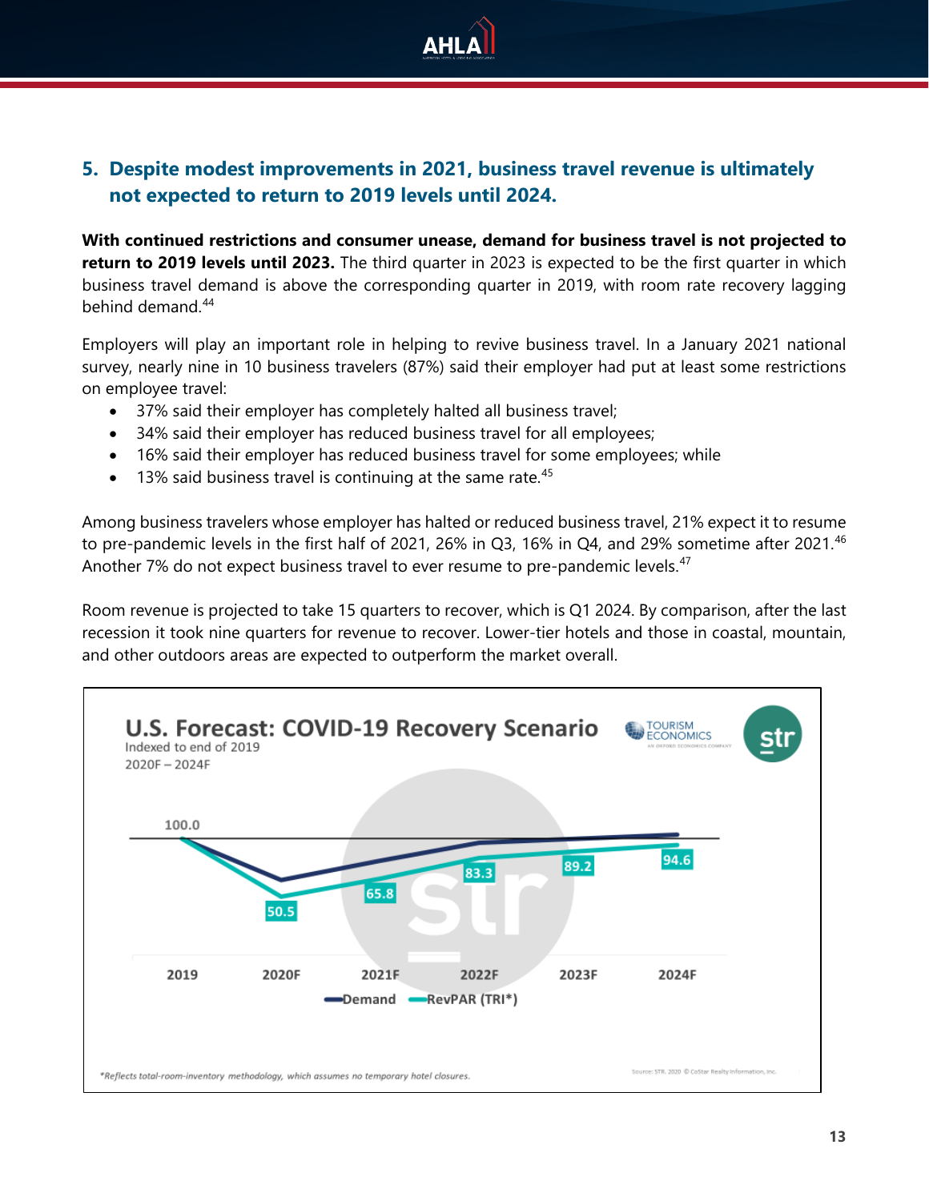## 5. Despite modest improvements in 2021, business travel revenue is ultimately not expected to return to 2019 levels until 2024.

**With continued restrictions and consumer unease, demand for business travel is not projected to return to 2019 levels until 2023.** The third quarter in 2023 is expected to be the first quarter in which business travel demand is above the corresponding quarter in 2019, with room rate recovery lagging behind demand.[44]

Employers will play an important role in helping to revive business travel. In a January 2021 national survey, nearly nine in 10 business travelers (87%) said their employer had put at least some restrictions on employee travel:

- 37% said their employer has completely halted all business travel;
- 34% said their employer has reduced business travel for all employees;
- 16% said their employer has reduced business travel for some employees; while
- 13% said business travel is continuing at the same rate.[45]

Among business travelers whose employer has halted or reduced business travel, 21% expect it to resume to pre-pandemic levels in the first half of 2021, 26% in Q3, 16% in Q4, and 29% sometime after 2021.[46] Another 7% do not expect business travel to ever resume to pre-pandemic levels.[47]

Room revenue is projected to take 15 quarters to recover, which is Q1 2024. By comparison, after the last recession it took nine quarters for revenue to recover. Lower-tier hotels and those in coastal, mountain, and other outdoors areas are expected to outperform the market overall.

**U.S. Forecast: COVID-19 Recovery Scenario**
Indexed to end of 2019
2020F – 2024F

| | 2019 | 2020F | 2021F | 2022F | 2023F | 2024F |
|---|---|---|---|---|---|---|
| RevPAR (TRI*) | 100.0 | 50.5 | 65.8 | 83.3 | 89.2 | 94.6 |

Legend: Demand, RevPAR (TRI*)

*Reflects total-room-inventory methodology, which assumes no temporary hotel closures.

Source: STR. 2020 © CoStar Realty Information, Inc.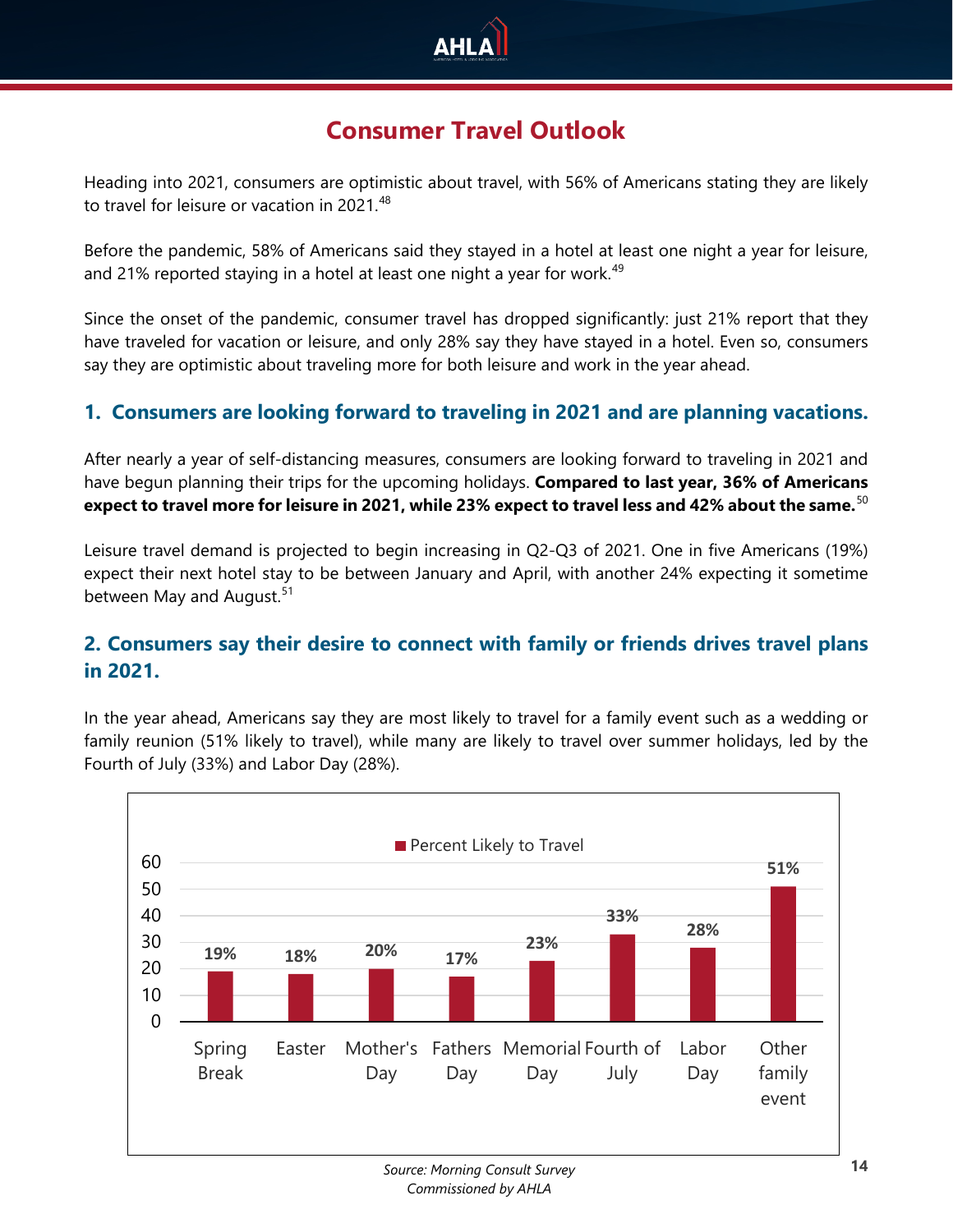# Consumer Travel Outlook

Heading into 2021, consumers are optimistic about travel, with 56% of Americans stating they are likely to travel for leisure or vacation in 2021.[48]

Before the pandemic, 58% of Americans said they stayed in a hotel at least one night a year for leisure, and 21% reported staying in a hotel at least one night a year for work.[49]

Since the onset of the pandemic, consumer travel has dropped significantly: just 21% report that they have traveled for vacation or leisure, and only 28% say they have stayed in a hotel. Even so, consumers say they are optimistic about traveling more for both leisure and work in the year ahead.

## 1. Consumers are looking forward to traveling in 2021 and are planning vacations.

After nearly a year of self-distancing measures, consumers are looking forward to traveling in 2021 and have begun planning their trips for the upcoming holidays. **Compared to last year, 36% of Americans expect to travel more for leisure in 2021, while 23% expect to travel less and 42% about the same.**[50]

Leisure travel demand is projected to begin increasing in Q2-Q3 of 2021. One in five Americans (19%) expect their next hotel stay to be between January and April, with another 24% expecting it sometime between May and August.[51]

## 2. Consumers say their desire to connect with family or friends drives travel plans in 2021.

In the year ahead, Americans say they are most likely to travel for a family event such as a wedding or family reunion (51% likely to travel), while many are likely to travel over summer holidays, led by the Fourth of July (33%) and Labor Day (28%).

| | Percent Likely to Travel |
|---|---|
| Spring Break | 19% |
| Easter | 18% |
| Mother's Day | 20% |
| Fathers Day | 17% |
| Memorial Day | 23% |
| Fourth of July | 33% |
| Labor Day | 28% |
| Other family event | 51% |

*Source: Morning Consult Survey Commissioned by AHLA*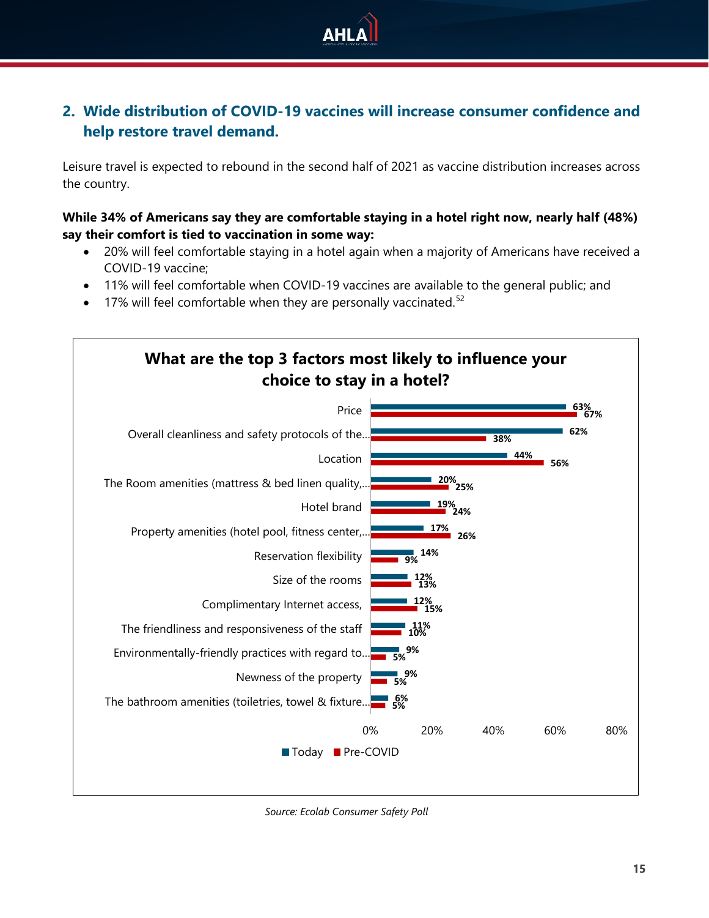## 2. Wide distribution of COVID-19 vaccines will increase consumer confidence and help restore travel demand.

Leisure travel is expected to rebound in the second half of 2021 as vaccine distribution increases across the country.

**While 34% of Americans say they are comfortable staying in a hotel right now, nearly half (48%) say their comfort is tied to vaccination in some way:**

- 20% will feel comfortable staying in a hotel again when a majority of Americans have received a COVID-19 vaccine;
- 11% will feel comfortable when COVID-19 vaccines are available to the general public; and
- 17% will feel comfortable when they are personally vaccinated.[52]

**What are the top 3 factors most likely to influence your choice to stay in a hotel?**

| Factor | Today | Pre-COVID |
|---|---|---|
| Price | 63% | 67% |
| Overall cleanliness and safety protocols of the... | 62% | 38% |
| Location | 44% | 56% |
| The Room amenities (mattress & bed linen quality,... | 20% | 25% |
| Hotel brand | 19% | 24% |
| Property amenities (hotel pool, fitness center,... | 17% | 26% |
| Reservation flexibility | 14% | 9% |
| Size of the rooms | 12% | 13% |
| Complimentary Internet access, | 12% | 15% |
| The friendliness and responsiveness of the staff | 11% | 10% |
| Environmentally-friendly practices with regard to... | 9% | 5% |
| Newness of the property | 9% | 5% |
| The bathroom amenities (toiletries, towel & fixture... | 6% | 5% |

*Source: Ecolab Consumer Safety Poll*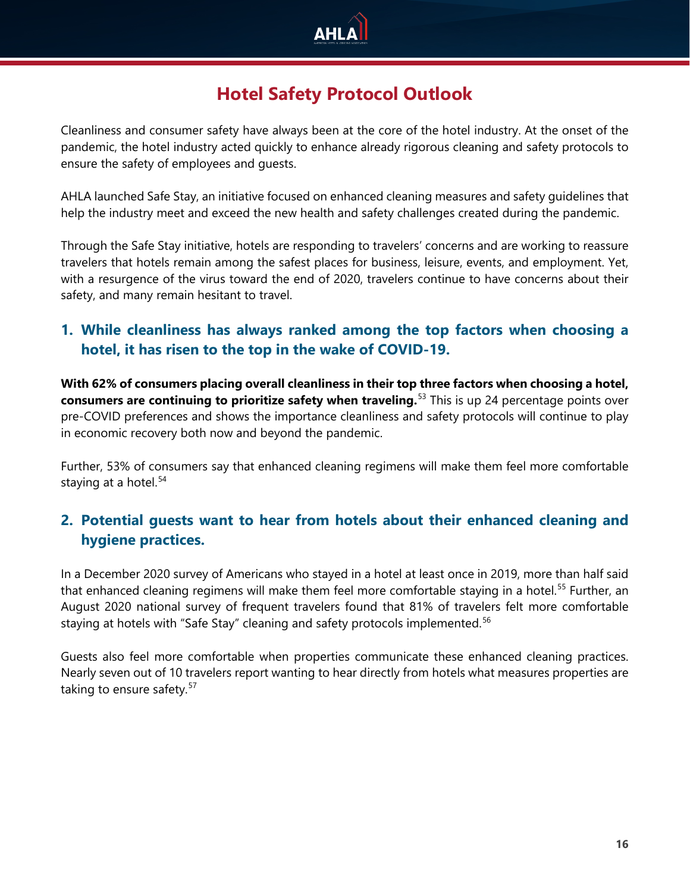# Hotel Safety Protocol Outlook

Cleanliness and consumer safety have always been at the core of the hotel industry. At the onset of the pandemic, the hotel industry acted quickly to enhance already rigorous cleaning and safety protocols to ensure the safety of employees and guests.

AHLA launched Safe Stay, an initiative focused on enhanced cleaning measures and safety guidelines that help the industry meet and exceed the new health and safety challenges created during the pandemic.

Through the Safe Stay initiative, hotels are responding to travelers' concerns and are working to reassure travelers that hotels remain among the safest places for business, leisure, events, and employment. Yet, with a resurgence of the virus toward the end of 2020, travelers continue to have concerns about their safety, and many remain hesitant to travel.

## 1. While cleanliness has always ranked among the top factors when choosing a hotel, it has risen to the top in the wake of COVID-19.

**With 62% of consumers placing overall cleanliness in their top three factors when choosing a hotel, consumers are continuing to prioritize safety when traveling.**[53] This is up 24 percentage points over pre-COVID preferences and shows the importance cleanliness and safety protocols will continue to play in economic recovery both now and beyond the pandemic.

Further, 53% of consumers say that enhanced cleaning regimens will make them feel more comfortable staying at a hotel.[54]

## 2. Potential guests want to hear from hotels about their enhanced cleaning and hygiene practices.

In a December 2020 survey of Americans who stayed in a hotel at least once in 2019, more than half said that enhanced cleaning regimens will make them feel more comfortable staying in a hotel.[55] Further, an August 2020 national survey of frequent travelers found that 81% of travelers felt more comfortable staying at hotels with "Safe Stay" cleaning and safety protocols implemented.[56]

Guests also feel more comfortable when properties communicate these enhanced cleaning practices. Nearly seven out of 10 travelers report wanting to hear directly from hotels what measures properties are taking to ensure safety.[57]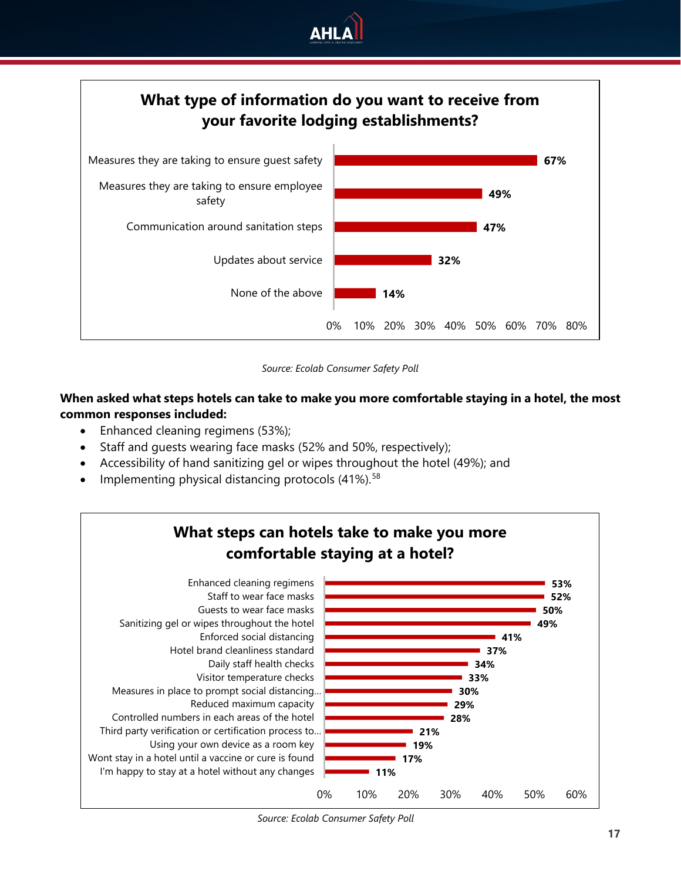**What type of information do you want to receive from your favorite lodging establishments?**

| Response | Percentage |
| --- | --- |
| Measures they are taking to ensure guest safety | 67% |
| Measures they are taking to ensure employee safety | 49% |
| Communication around sanitation steps | 47% |
| Updates about service | 32% |
| None of the above | 14% |

*Source: Ecolab Consumer Safety Poll*

**When asked what steps hotels can take to make you more comfortable staying in a hotel, the most common responses included:**

- Enhanced cleaning regimens (53%);
- Staff and guests wearing face masks (52% and 50%, respectively);
- Accessibility of hand sanitizing gel or wipes throughout the hotel (49%); and
- Implementing physical distancing protocols (41%).[58]

**What steps can hotels take to make you more comfortable staying at a hotel?**

| Response | Percentage |
| --- | --- |
| Enhanced cleaning regimens | 53% |
| Staff to wear face masks | 52% |
| Guests to wear face masks | 50% |
| Sanitizing gel or wipes throughout the hotel | 49% |
| Enforced social distancing | 41% |
| Hotel brand cleanliness standard | 37% |
| Daily staff health checks | 34% |
| Visitor temperature checks | 33% |
| Measures in place to prompt social distancing... | 30% |
| Reduced maximum capacity | 29% |
| Controlled numbers in each areas of the hotel | 28% |
| Third party verification or certification process to... | 21% |
| Using your own device as a room key | 19% |
| Wont stay in a hotel until a vaccine or cure is found | 17% |
| I'm happy to stay at a hotel without any changes | 11% |

*Source: Ecolab Consumer Safety Poll*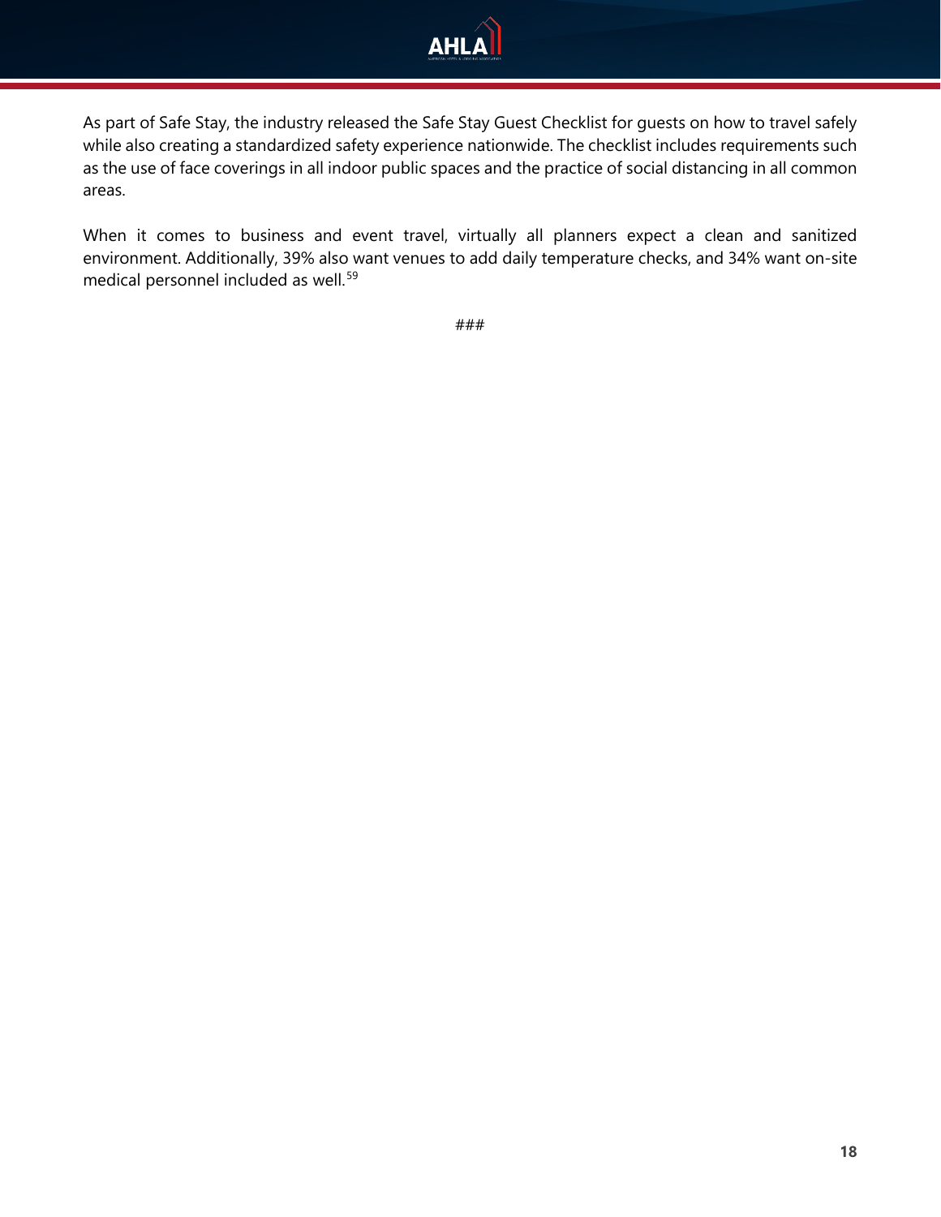As part of Safe Stay, the industry released the Safe Stay Guest Checklist for guests on how to travel safely while also creating a standardized safety experience nationwide. The checklist includes requirements such as the use of face coverings in all indoor public spaces and the practice of social distancing in all common areas.

When it comes to business and event travel, virtually all planners expect a clean and sanitized environment. Additionally, 39% also want venues to add daily temperature checks, and 34% want on-site medical personnel included as well.[59]

###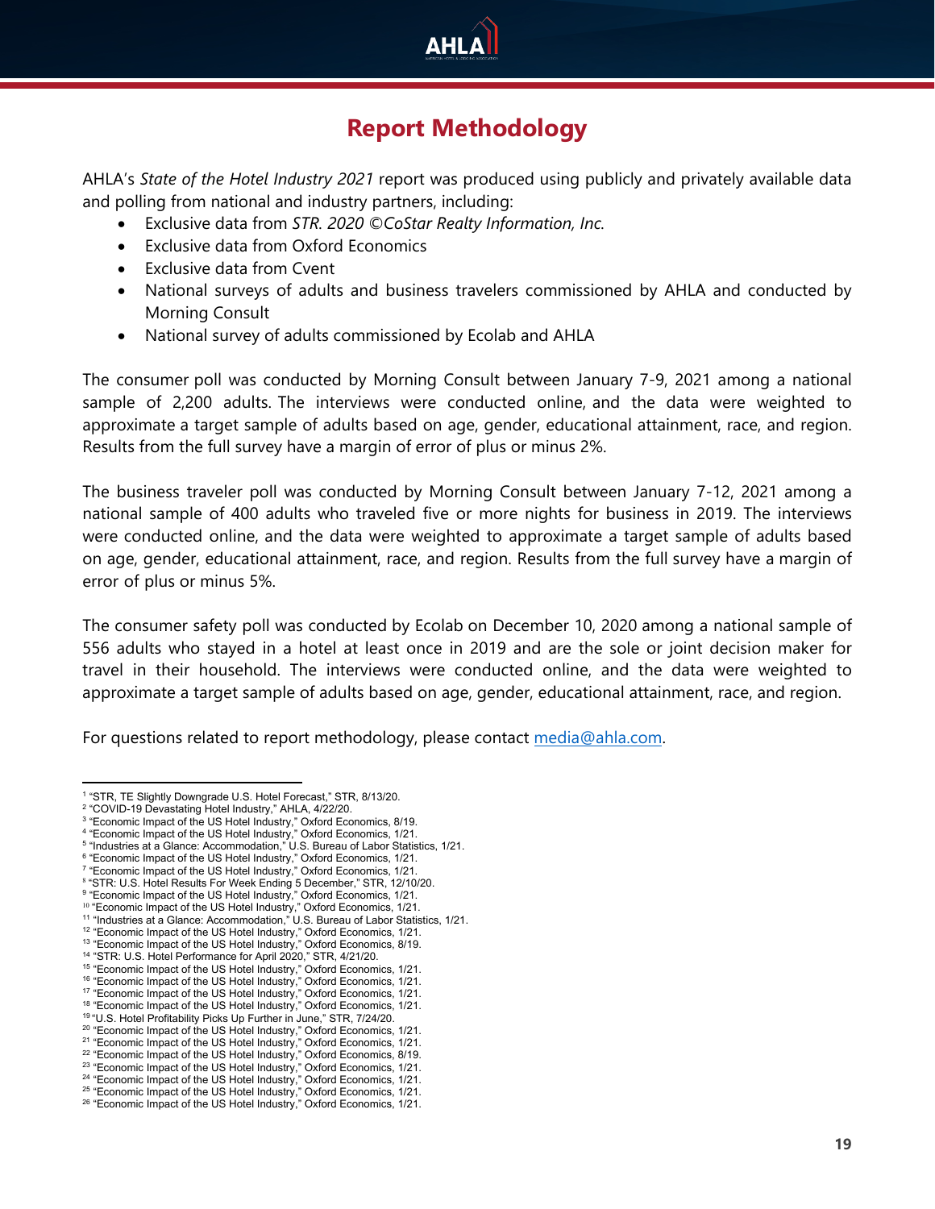# Report Methodology

AHLA's *State of the Hotel Industry 2021* report was produced using publicly and privately available data and polling from national and industry partners, including:

- Exclusive data from *STR. 2020 ©CoStar Realty Information, Inc.*
- Exclusive data from Oxford Economics
- Exclusive data from Cvent
- National surveys of adults and business travelers commissioned by AHLA and conducted by Morning Consult
- National survey of adults commissioned by Ecolab and AHLA

The consumer poll was conducted by Morning Consult between January 7-9, 2021 among a national sample of 2,200 adults. The interviews were conducted online, and the data were weighted to approximate a target sample of adults based on age, gender, educational attainment, race, and region. Results from the full survey have a margin of error of plus or minus 2%.

The business traveler poll was conducted by Morning Consult between January 7-12, 2021 among a national sample of 400 adults who traveled five or more nights for business in 2019. The interviews were conducted online, and the data were weighted to approximate a target sample of adults based on age, gender, educational attainment, race, and region. Results from the full survey have a margin of error of plus or minus 5%.

The consumer safety poll was conducted by Ecolab on December 10, 2020 among a national sample of 556 adults who stayed in a hotel at least once in 2019 and are the sole or joint decision maker for travel in their household. The interviews were conducted online, and the data were weighted to approximate a target sample of adults based on age, gender, educational attainment, race, and region.

For questions related to report methodology, please contact media@ahla.com.

---

[1] "STR, TE Slightly Downgrade U.S. Hotel Forecast," STR, 8/13/20.
[2] "COVID-19 Devastating Hotel Industry," AHLA, 4/22/20.
[3] "Economic Impact of the US Hotel Industry," Oxford Economics, 8/19.
[4] "Economic Impact of the US Hotel Industry," Oxford Economics, 1/21.
[5] "Industries at a Glance: Accommodation," U.S. Bureau of Labor Statistics, 1/21.
[6] "Economic Impact of the US Hotel Industry," Oxford Economics, 1/21.
[7] "Economic Impact of the US Hotel Industry," Oxford Economics, 1/21.
[8] "STR: U.S. Hotel Results For Week Ending 5 December," STR, 12/10/20.
[9] "Economic Impact of the US Hotel Industry," Oxford Economics, 1/21.
[10] "Economic Impact of the US Hotel Industry," Oxford Economics, 1/21.
[11] "Industries at a Glance: Accommodation," U.S. Bureau of Labor Statistics, 1/21.
[12] "Economic Impact of the US Hotel Industry," Oxford Economics, 1/21.
[13] "Economic Impact of the US Hotel Industry," Oxford Economics, 8/19.
[14] "STR: U.S. Hotel Performance for April 2020," STR, 4/21/20.
[15] "Economic Impact of the US Hotel Industry," Oxford Economics, 1/21.
[16] "Economic Impact of the US Hotel Industry," Oxford Economics, 1/21.
[17] "Economic Impact of the US Hotel Industry," Oxford Economics, 1/21.
[18] "Economic Impact of the US Hotel Industry," Oxford Economics, 1/21.
[19] "U.S. Hotel Profitability Picks Up Further in June," STR, 7/24/20.
[20] "Economic Impact of the US Hotel Industry," Oxford Economics, 1/21.
[21] "Economic Impact of the US Hotel Industry," Oxford Economics, 1/21.
[22] "Economic Impact of the US Hotel Industry," Oxford Economics, 8/19.
[23] "Economic Impact of the US Hotel Industry," Oxford Economics, 1/21.
[24] "Economic Impact of the US Hotel Industry," Oxford Economics, 1/21.
[25] "Economic Impact of the US Hotel Industry," Oxford Economics, 1/21.
[26] "Economic Impact of the US Hotel Industry," Oxford Economics, 1/21.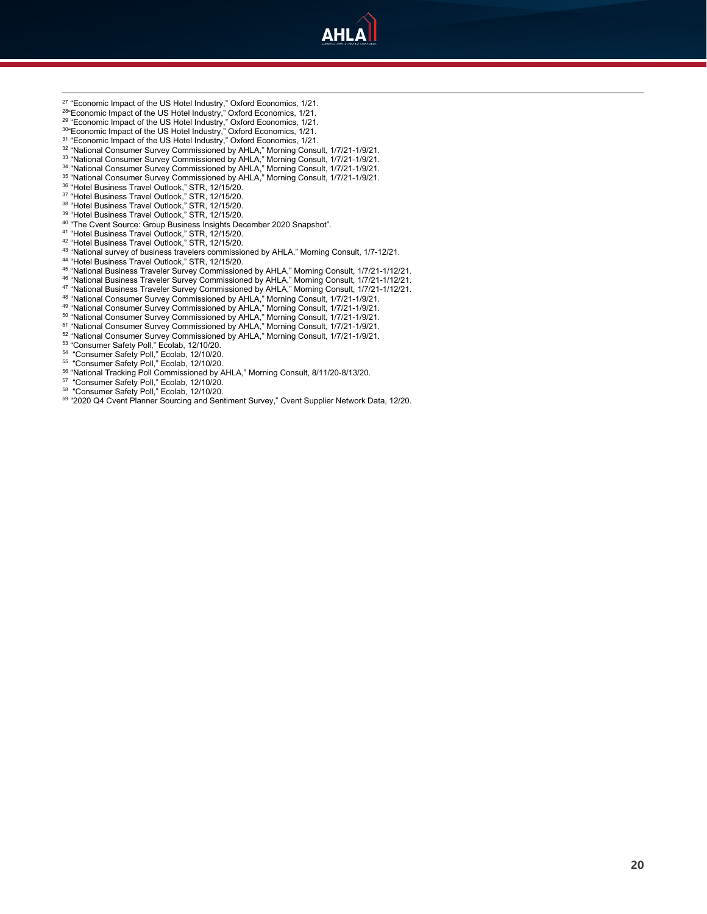[27] "Economic Impact of the US Hotel Industry," Oxford Economics, 1/21.
[28] "Economic Impact of the US Hotel Industry," Oxford Economics, 1/21.
[29] "Economic Impact of the US Hotel Industry," Oxford Economics, 1/21.
[30] "Economic Impact of the US Hotel Industry," Oxford Economics, 1/21.
[31] "Economic Impact of the US Hotel Industry," Oxford Economics, 1/21.
[32] "National Consumer Survey Commissioned by AHLA," Morning Consult, 1/7/21-1/9/21.
[33] "National Consumer Survey Commissioned by AHLA," Morning Consult, 1/7/21-1/9/21.
[34] "National Consumer Survey Commissioned by AHLA," Morning Consult, 1/7/21-1/9/21.
[35] "National Consumer Survey Commissioned by AHLA," Morning Consult, 1/7/21-1/9/21.
[36] "Hotel Business Travel Outlook," STR, 12/15/20.
[37] "Hotel Business Travel Outlook," STR, 12/15/20.
[38] "Hotel Business Travel Outlook," STR, 12/15/20.
[39] "Hotel Business Travel Outlook," STR, 12/15/20.
[40] "The Cvent Source: Group Business Insights December 2020 Snapshot".
[41] "Hotel Business Travel Outlook," STR, 12/15/20.
[42] "Hotel Business Travel Outlook," STR, 12/15/20.
[43] "National survey of business travelers commissioned by AHLA," Morning Consult, 1/7-12/21.
[44] "Hotel Business Travel Outlook," STR, 12/15/20.
[45] "National Business Traveler Survey Commissioned by AHLA," Morning Consult, 1/7/21-1/12/21.
[46] "National Business Traveler Survey Commissioned by AHLA," Morning Consult, 1/7/21-1/12/21.
[47] "National Business Traveler Survey Commissioned by AHLA," Morning Consult, 1/7/21-1/12/21.
[48] "National Consumer Survey Commissioned by AHLA," Morning Consult, 1/7/21-1/9/21.
[49] "National Consumer Survey Commissioned by AHLA," Morning Consult, 1/7/21-1/9/21.
[50] "National Consumer Survey Commissioned by AHLA," Morning Consult, 1/7/21-1/9/21.
[51] "National Consumer Survey Commissioned by AHLA," Morning Consult, 1/7/21-1/9/21.
[52] "National Consumer Survey Commissioned by AHLA," Morning Consult, 1/7/21-1/9/21.
[53] "Consumer Safety Poll," Ecolab, 12/10/20.
[54] "Consumer Safety Poll," Ecolab, 12/10/20.
[55] "Consumer Safety Poll," Ecolab, 12/10/20.
[56] "National Tracking Poll Commissioned by AHLA," Morning Consult, 8/11/20-8/13/20.
[57] "Consumer Safety Poll," Ecolab, 12/10/20.
[58] "Consumer Safety Poll," Ecolab, 12/10/20.
[59] "2020 Q4 Cvent Planner Sourcing and Sentiment Survey," Cvent Supplier Network Data, 12/20.